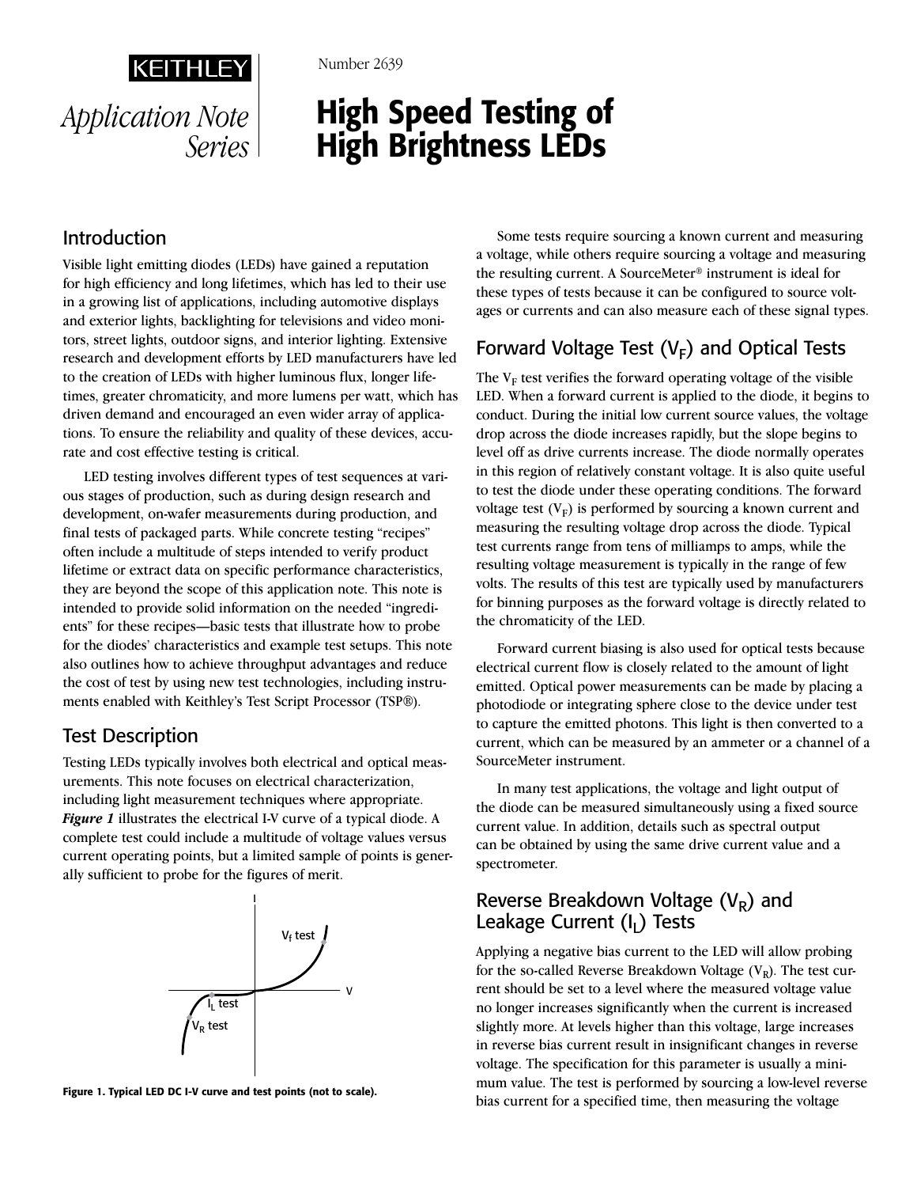KEITHLEY

*Application Note Series*

Number 2639

# High Speed Testing of High Brightness LEDs

## Introduction

Visible light emitting diodes (LEDs) have gained a reputation for high efficiency and long lifetimes, which has led to their use in a growing list of applications, including automotive displays and exterior lights, backlighting for televisions and video monitors, street lights, outdoor signs, and interior lighting. Extensive research and development efforts by LED manufacturers have led to the creation of LEDs with higher luminous flux, longer lifetimes, greater chromaticity, and more lumens per watt, which has driven demand and encouraged an even wider array of applications. To ensure the reliability and quality of these devices, accurate and cost effective testing is critical.

LED testing involves different types of test sequences at various stages of production, such as during design research and development, on-wafer measurements during production, and final tests of packaged parts. While concrete testing "recipes" often include a multitude of steps intended to verify product lifetime or extract data on specific performance characteristics, they are beyond the scope of this application note. This note is intended to provide solid information on the needed "ingredients" for these recipes—basic tests that illustrate how to probe for the diodes' characteristics and example test setups. This note also outlines how to achieve throughput advantages and reduce the cost of test by using new test technologies, including instruments enabled with Keithley's Test Script Processor (TSP®).

## Test Description

Testing LEDs typically involves both electrical and optical measurements. This note focuses on electrical characterization, including light measurement techniques where appropriate. ***Figure 1*** illustrates the electrical I-V curve of a typical diode. A complete test could include a multitude of voltage values versus current operating points, but a limited sample of points is generally sufficient to probe for the figures of merit.

**Figure 1. Typical LED DC I-V curve and test points (not to scale).**

Some tests require sourcing a known current and measuring a voltage, while others require sourcing a voltage and measuring the resulting current. A SourceMeter® instrument is ideal for these types of tests because it can be configured to source voltages or currents and can also measure each of these signal types.

## Forward Voltage Test ($V_F$) and Optical Tests

The $V_F$ test verifies the forward operating voltage of the visible LED. When a forward current is applied to the diode, it begins to conduct. During the initial low current source values, the voltage drop across the diode increases rapidly, but the slope begins to level off as drive currents increase. The diode normally operates in this region of relatively constant voltage. It is also quite useful to test the diode under these operating conditions. The forward voltage test ($V_F$) is performed by sourcing a known current and measuring the resulting voltage drop across the diode. Typical test currents range from tens of milliamps to amps, while the resulting voltage measurement is typically in the range of few volts. The results of this test are typically used by manufacturers for binning purposes as the forward voltage is directly related to the chromaticity of the LED.

Forward current biasing is also used for optical tests because electrical current flow is closely related to the amount of light emitted. Optical power measurements can be made by placing a photodiode or integrating sphere close to the device under test to capture the emitted photons. This light is then converted to a current, which can be measured by an ammeter or a channel of a SourceMeter instrument.

In many test applications, the voltage and light output of the diode can be measured simultaneously using a fixed source current value. In addition, details such as spectral output can be obtained by using the same drive current value and a spectrometer.

## Reverse Breakdown Voltage ($V_R$) and Leakage Current ($I_L$) Tests

Applying a negative bias current to the LED will allow probing for the so-called Reverse Breakdown Voltage ($V_R$). The test current should be set to a level where the measured voltage value no longer increases significantly when the current is increased slightly more. At levels higher than this voltage, large increases in reverse bias current result in insignificant changes in reverse voltage. The specification for this parameter is usually a minimum value. The test is performed by sourcing a low-level reverse bias current for a specified time, then measuring the voltage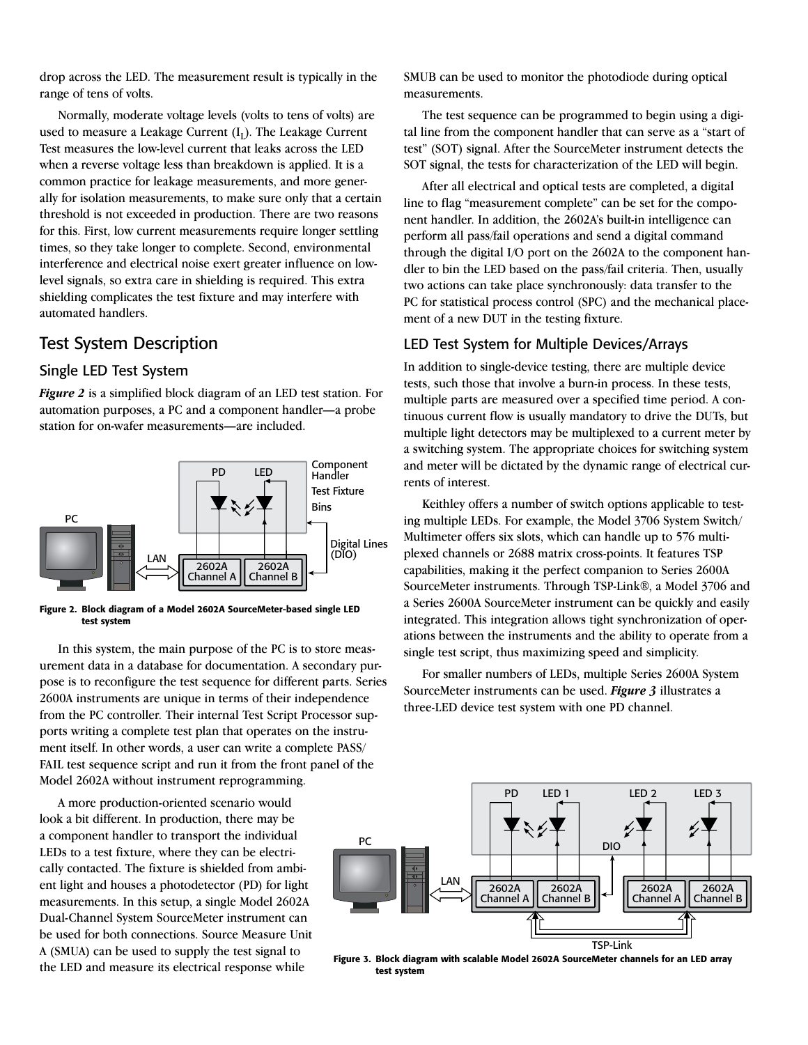drop across the LED. The measurement result is typically in the range of tens of volts.

Normally, moderate voltage levels (volts to tens of volts) are used to measure a Leakage Current ($I_L$). The Leakage Current Test measures the low-level current that leaks across the LED when a reverse voltage less than breakdown is applied. It is a common practice for leakage measurements, and more generally for isolation measurements, to make sure only that a certain threshold is not exceeded in production. There are two reasons for this. First, low current measurements require longer settling times, so they take longer to complete. Second, environmental interference and electrical noise exert greater influence on low-level signals, so extra care in shielding is required. This extra shielding complicates the test fixture and may interfere with automated handlers.

## Test System Description

### Single LED Test System

***Figure 2*** is a simplified block diagram of an LED test station. For automation purposes, a PC and a component handler—a probe station for on-wafer measurements—are included.

**Figure 2. Block diagram of a Model 2602A SourceMeter-based single LED test system**

In this system, the main purpose of the PC is to store measurement data in a database for documentation. A secondary purpose is to reconfigure the test sequence for different parts. Series 2600A instruments are unique in terms of their independence from the PC controller. Their internal Test Script Processor supports writing a complete test plan that operates on the instrument itself. In other words, a user can write a complete PASS/FAIL test sequence script and run it from the front panel of the Model 2602A without instrument reprogramming.

A more production-oriented scenario would look a bit different. In production, there may be a component handler to transport the individual LEDs to a test fixture, where they can be electrically contacted. The fixture is shielded from ambient light and houses a photodetector (PD) for light measurements. In this setup, a single Model 2602A Dual-Channel System SourceMeter instrument can be used for both connections. Source Measure Unit A (SMUA) can be used to supply the test signal to the LED and measure its electrical response while SMUB can be used to monitor the photodiode during optical measurements.

The test sequence can be programmed to begin using a digital line from the component handler that can serve as a "start of test" (SOT) signal. After the SourceMeter instrument detects the SOT signal, the tests for characterization of the LED will begin.

After all electrical and optical tests are completed, a digital line to flag "measurement complete" can be set for the component handler. In addition, the 2602A's built-in intelligence can perform all pass/fail operations and send a digital command through the digital I/O port on the 2602A to the component handler to bin the LED based on the pass/fail criteria. Then, usually two actions can take place synchronously: data transfer to the PC for statistical process control (SPC) and the mechanical placement of a new DUT in the testing fixture.

### LED Test System for Multiple Devices/Arrays

In addition to single-device testing, there are multiple device tests, such those that involve a burn-in process. In these tests, multiple parts are measured over a specified time period. A continuous current flow is usually mandatory to drive the DUTs, but multiple light detectors may be multiplexed to a current meter by a switching system. The appropriate choices for switching system and meter will be dictated by the dynamic range of electrical currents of interest.

Keithley offers a number of switch options applicable to testing multiple LEDs. For example, the Model 3706 System Switch/Multimeter offers six slots, which can handle up to 576 multiplexed channels or 2688 matrix cross-points. It features TSP capabilities, making it the perfect companion to Series 2600A SourceMeter instruments. Through TSP-Link®, a Model 3706 and a Series 2600A SourceMeter instrument can be quickly and easily integrated. This integration allows tight synchronization of operations between the instruments and the ability to operate from a single test script, thus maximizing speed and simplicity.

For smaller numbers of LEDs, multiple Series 2600A System SourceMeter instruments can be used. ***Figure 3*** illustrates a three-LED device test system with one PD channel.

**Figure 3. Block diagram with scalable Model 2602A SourceMeter channels for an LED array test system**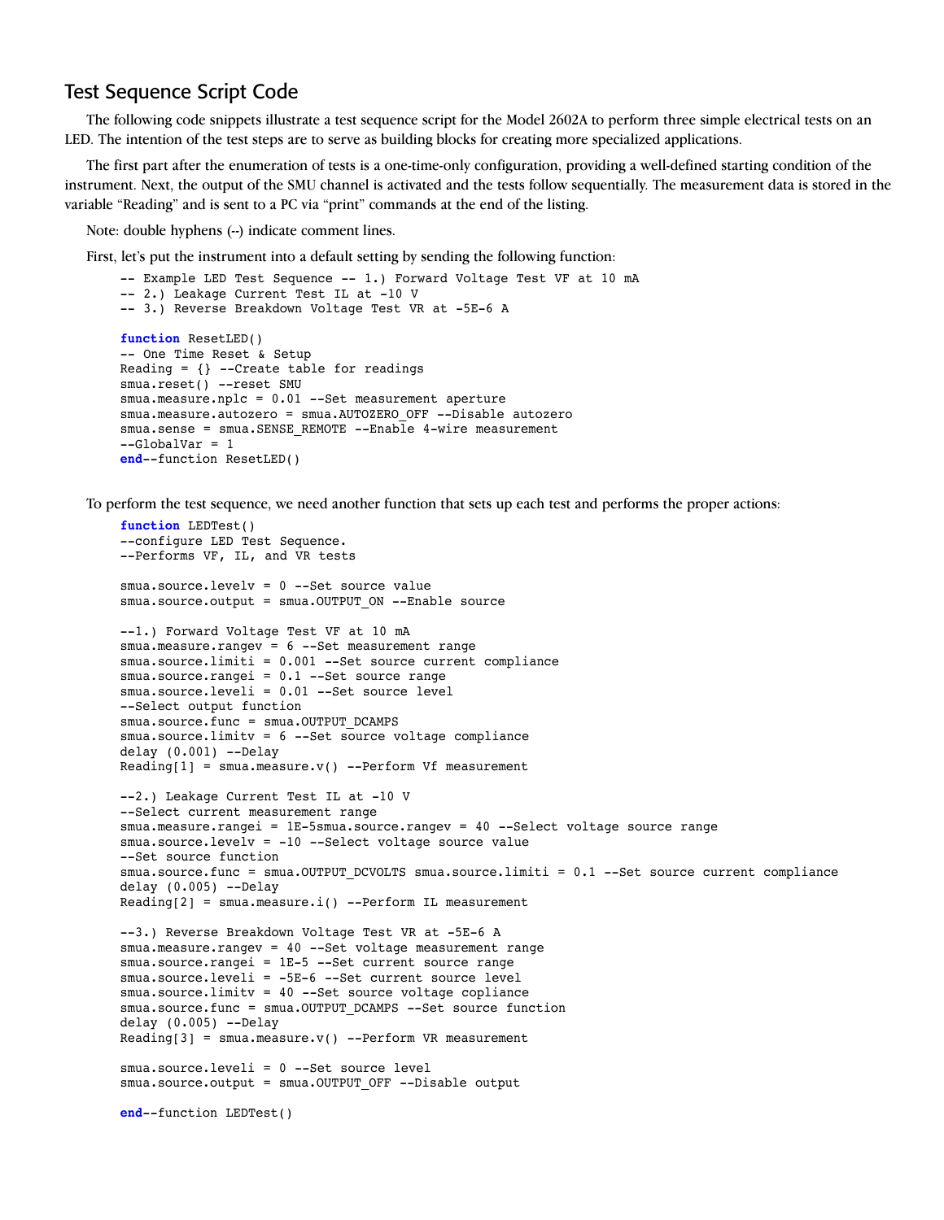## Test Sequence Script Code

The following code snippets illustrate a test sequence script for the Model 2602A to perform three simple electrical tests on an LED. The intention of the test steps are to serve as building blocks for creating more specialized applications.

The first part after the enumeration of tests is a one-time-only configuration, providing a well-defined starting condition of the instrument. Next, the output of the SMU channel is activated and the tests follow sequentially. The measurement data is stored in the variable "Reading" and is sent to a PC via "print" commands at the end of the listing.

Note: double hyphens (--) indicate comment lines.

First, let's put the instrument into a default setting by sending the following function:

```
-- Example LED Test Sequence -- 1.) Forward Voltage Test VF at 10 mA
-- 2.) Leakage Current Test IL at -10 V
-- 3.) Reverse Breakdown Voltage Test VR at -5E-6 A

function ResetLED()
-- One Time Reset & Setup
Reading = {} --Create table for readings
smua.reset() --reset SMU
smua.measure.nplc = 0.01 --Set measurement aperture
smua.measure.autozero = smua.AUTOZERO_OFF --Disable autozero
smua.sense = smua.SENSE_REMOTE --Enable 4-wire measurement
--GlobalVar = 1
end--function ResetLED()
```

To perform the test sequence, we need another function that sets up each test and performs the proper actions:

```
function LEDTest()
--configure LED Test Sequence.
--Performs VF, IL, and VR tests

smua.source.levelv = 0 --Set source value
smua.source.output = smua.OUTPUT_ON --Enable source

--1.) Forward Voltage Test VF at 10 mA
smua.measure.rangev = 6 --Set measurement range
smua.source.limiti = 0.001 --Set source current compliance
smua.source.rangei = 0.1 --Set source range
smua.source.leveli = 0.01 --Set source level
--Select output function
smua.source.func = smua.OUTPUT_DCAMPS
smua.source.limitv = 6 --Set source voltage compliance
delay (0.001) --Delay
Reading[1] = smua.measure.v() --Perform Vf measurement

--2.) Leakage Current Test IL at -10 V
--Select current measurement range
smua.measure.rangei = 1E-5smua.source.rangev = 40 --Select voltage source range
smua.source.levelv = -10 --Select voltage source value
--Set source function
smua.source.func = smua.OUTPUT_DCVOLTS smua.source.limiti = 0.1 --Set source current compliance
delay (0.005) --Delay
Reading[2] = smua.measure.i() --Perform IL measurement

--3.) Reverse Breakdown Voltage Test VR at -5E-6 A
smua.measure.rangev = 40 --Set voltage measurement range
smua.source.rangei = 1E-5 --Set current source range
smua.source.leveli = -5E-6 --Set current source level
smua.source.limitv = 40 --Set source voltage copliance
smua.source.func = smua.OUTPUT_DCAMPS --Set source function
delay (0.005) --Delay
Reading[3] = smua.measure.v() --Perform VR measurement

smua.source.leveli = 0 --Set source level
smua.source.output = smua.OUTPUT_OFF --Disable output

end--function LEDTest()
```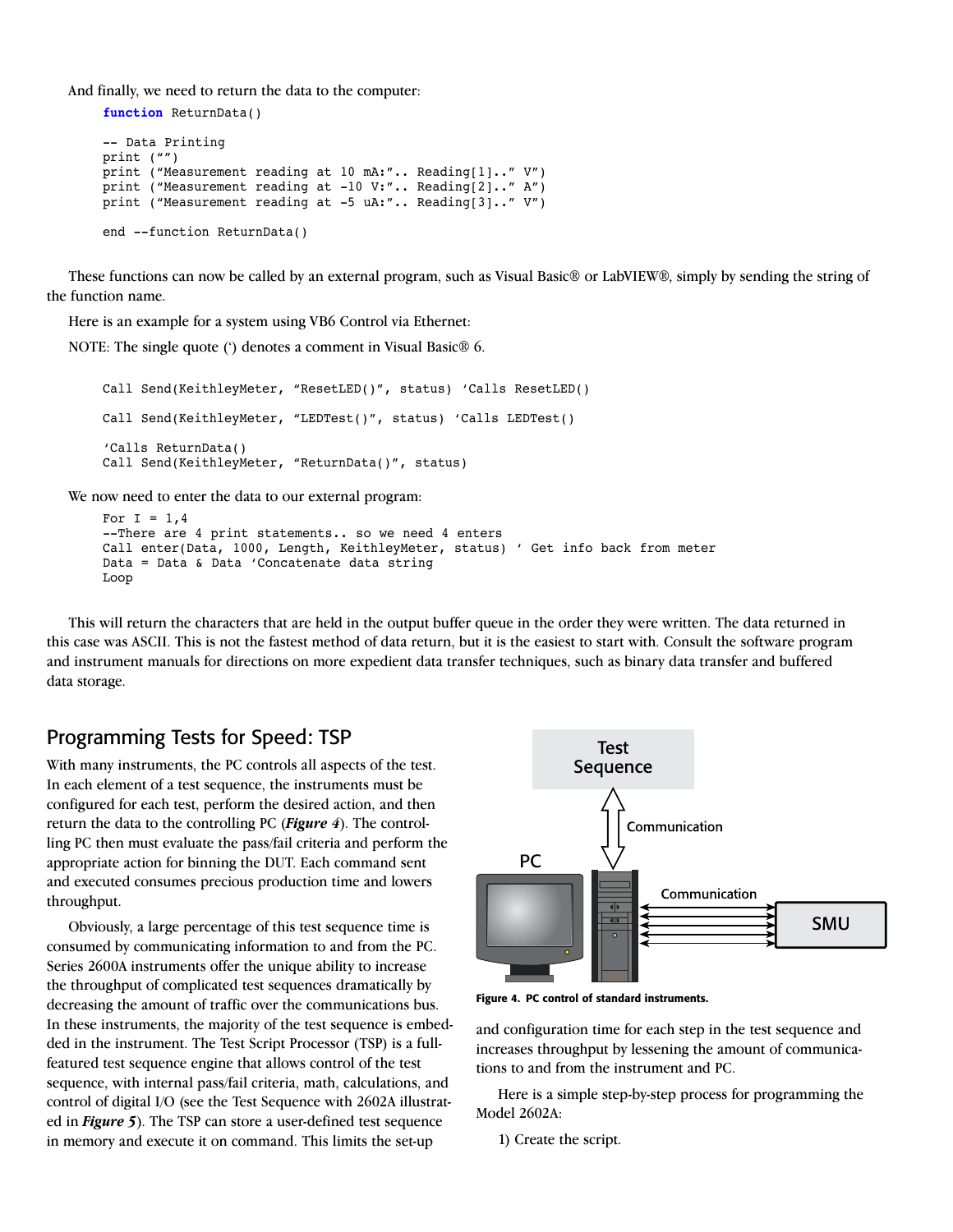And finally, we need to return the data to the computer:

```
function ReturnData()

-- Data Printing
print ("")
print ("Measurement reading at 10 mA:".. Reading[1].." V")
print ("Measurement reading at -10 V:".. Reading[2].." A")
print ("Measurement reading at -5 uA:".. Reading[3].." V")

end --function ReturnData()
```

These functions can now be called by an external program, such as Visual Basic® or LabVIEW®, simply by sending the string of the function name.

Here is an example for a system using VB6 Control via Ethernet:

NOTE: The single quote (') denotes a comment in Visual Basic® 6.

```
Call Send(KeithleyMeter, "ResetLED()", status) 'Calls ResetLED()

Call Send(KeithleyMeter, "LEDTest()", status) 'Calls LEDTest()

'Calls ReturnData()
Call Send(KeithleyMeter, "ReturnData()", status)
```

We now need to enter the data to our external program:

```
For I = 1,4
--There are 4 print statements.. so we need 4 enters
Call enter(Data, 1000, Length, KeithleyMeter, status) ' Get info back from meter
Data = Data & Data 'Concatenate data string
Loop
```

This will return the characters that are held in the output buffer queue in the order they were written. The data returned in this case was ASCII. This is not the fastest method of data return, but it is the easiest to start with. Consult the software program and instrument manuals for directions on more expedient data transfer techniques, such as binary data transfer and buffered data storage.

## Programming Tests for Speed: TSP

With many instruments, the PC controls all aspects of the test. In each element of a test sequence, the instruments must be configured for each test, perform the desired action, and then return the data to the controlling PC (***Figure 4***). The controlling PC then must evaluate the pass/fail criteria and perform the appropriate action for binning the DUT. Each command sent and executed consumes precious production time and lowers throughput.

Obviously, a large percentage of this test sequence time is consumed by communicating information to and from the PC. Series 2600A instruments offer the unique ability to increase the throughput of complicated test sequences dramatically by decreasing the amount of traffic over the communications bus. In these instruments, the majority of the test sequence is embedded in the instrument. The Test Script Processor (TSP) is a full-featured test sequence engine that allows control of the test sequence, with internal pass/fail criteria, math, calculations, and control of digital I/O (see the Test Sequence with 2602A illustrated in ***Figure 5***). The TSP can store a user-defined test sequence in memory and execute it on command. This limits the set-up and configuration time for each step in the test sequence and increases throughput by lessening the amount of communications to and from the instrument and PC.

Test Sequence

Communication

PC

Communication

SMU

**Figure 4. PC control of standard instruments.**

Here is a simple step-by-step process for programming the Model 2602A:

1) Create the script.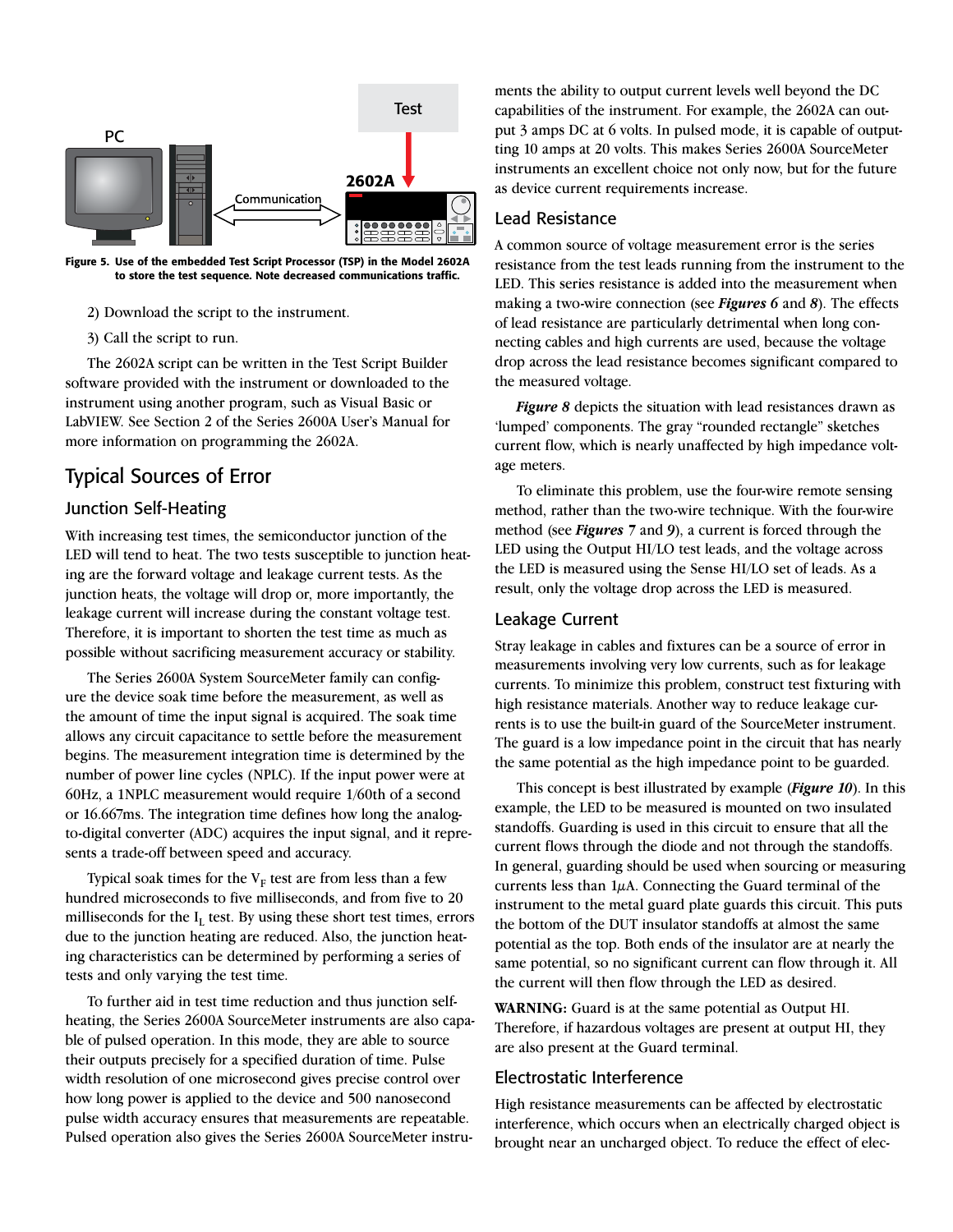Figure 5. Use of the embedded Test Script Processor (TSP) in the Model 2602A to store the test sequence. Note decreased communications traffic.

2) Download the script to the instrument.

3) Call the script to run.

The 2602A script can be written in the Test Script Builder software provided with the instrument or downloaded to the instrument using another program, such as Visual Basic or LabVIEW. See Section 2 of the Series 2600A User's Manual for more information on programming the 2602A.

## Typical Sources of Error

### Junction Self-Heating

With increasing test times, the semiconductor junction of the LED will tend to heat. The two tests susceptible to junction heating are the forward voltage and leakage current tests. As the junction heats, the voltage will drop or, more importantly, the leakage current will increase during the constant voltage test. Therefore, it is important to shorten the test time as much as possible without sacrificing measurement accuracy or stability.

The Series 2600A System SourceMeter family can configure the device soak time before the measurement, as well as the amount of time the input signal is acquired. The soak time allows any circuit capacitance to settle before the measurement begins. The measurement integration time is determined by the number of power line cycles (NPLC). If the input power were at 60Hz, a 1NPLC measurement would require 1/60th of a second or 16.667ms. The integration time defines how long the analog-to-digital converter (ADC) acquires the input signal, and it represents a trade-off between speed and accuracy.

Typical soak times for the $V_F$ test are from less than a few hundred microseconds to five milliseconds, and from five to 20 milliseconds for the $I_L$ test. By using these short test times, errors due to the junction heating are reduced. Also, the junction heating characteristics can be determined by performing a series of tests and only varying the test time.

To further aid in test time reduction and thus junction self-heating, the Series 2600A SourceMeter instruments are also capable of pulsed operation. In this mode, they are able to source their outputs precisely for a specified duration of time. Pulse width resolution of one microsecond gives precise control over how long power is applied to the device and 500 nanosecond pulse width accuracy ensures that measurements are repeatable. Pulsed operation also gives the Series 2600A SourceMeter instruments the ability to output current levels well beyond the DC capabilities of the instrument. For example, the 2602A can output 3 amps DC at 6 volts. In pulsed mode, it is capable of outputting 10 amps at 20 volts. This makes Series 2600A SourceMeter instruments an excellent choice not only now, but for the future as device current requirements increase.

### Lead Resistance

A common source of voltage measurement error is the series resistance from the test leads running from the instrument to the LED. This series resistance is added into the measurement when making a two-wire connection (see ***Figures 6*** and ***8***). The effects of lead resistance are particularly detrimental when long connecting cables and high currents are used, because the voltage drop across the lead resistance becomes significant compared to the measured voltage.

***Figure 8*** depicts the situation with lead resistances drawn as 'lumped' components. The gray "rounded rectangle" sketches current flow, which is nearly unaffected by high impedance voltage meters.

To eliminate this problem, use the four-wire remote sensing method, rather than the two-wire technique. With the four-wire method (see ***Figures 7*** and ***9***), a current is forced through the LED using the Output HI/LO test leads, and the voltage across the LED is measured using the Sense HI/LO set of leads. As a result, only the voltage drop across the LED is measured.

### Leakage Current

Stray leakage in cables and fixtures can be a source of error in measurements involving very low currents, such as for leakage currents. To minimize this problem, construct test fixturing with high resistance materials. Another way to reduce leakage currents is to use the built-in guard of the SourceMeter instrument. The guard is a low impedance point in the circuit that has nearly the same potential as the high impedance point to be guarded.

This concept is best illustrated by example (***Figure 10***). In this example, the LED to be measured is mounted on two insulated standoffs. Guarding is used in this circuit to ensure that all the current flows through the diode and not through the standoffs. In general, guarding should be used when sourcing or measuring currents less than 1µA. Connecting the Guard terminal of the instrument to the metal guard plate guards this circuit. This puts the bottom of the DUT insulator standoffs at almost the same potential as the top. Both ends of the insulator are at nearly the same potential, so no significant current can flow through it. All the current will then flow through the LED as desired.

**WARNING:** Guard is at the same potential as Output HI. Therefore, if hazardous voltages are present at output HI, they are also present at the Guard terminal.

### Electrostatic Interference

High resistance measurements can be affected by electrostatic interference, which occurs when an electrically charged object is brought near an uncharged object. To reduce the effect of elec-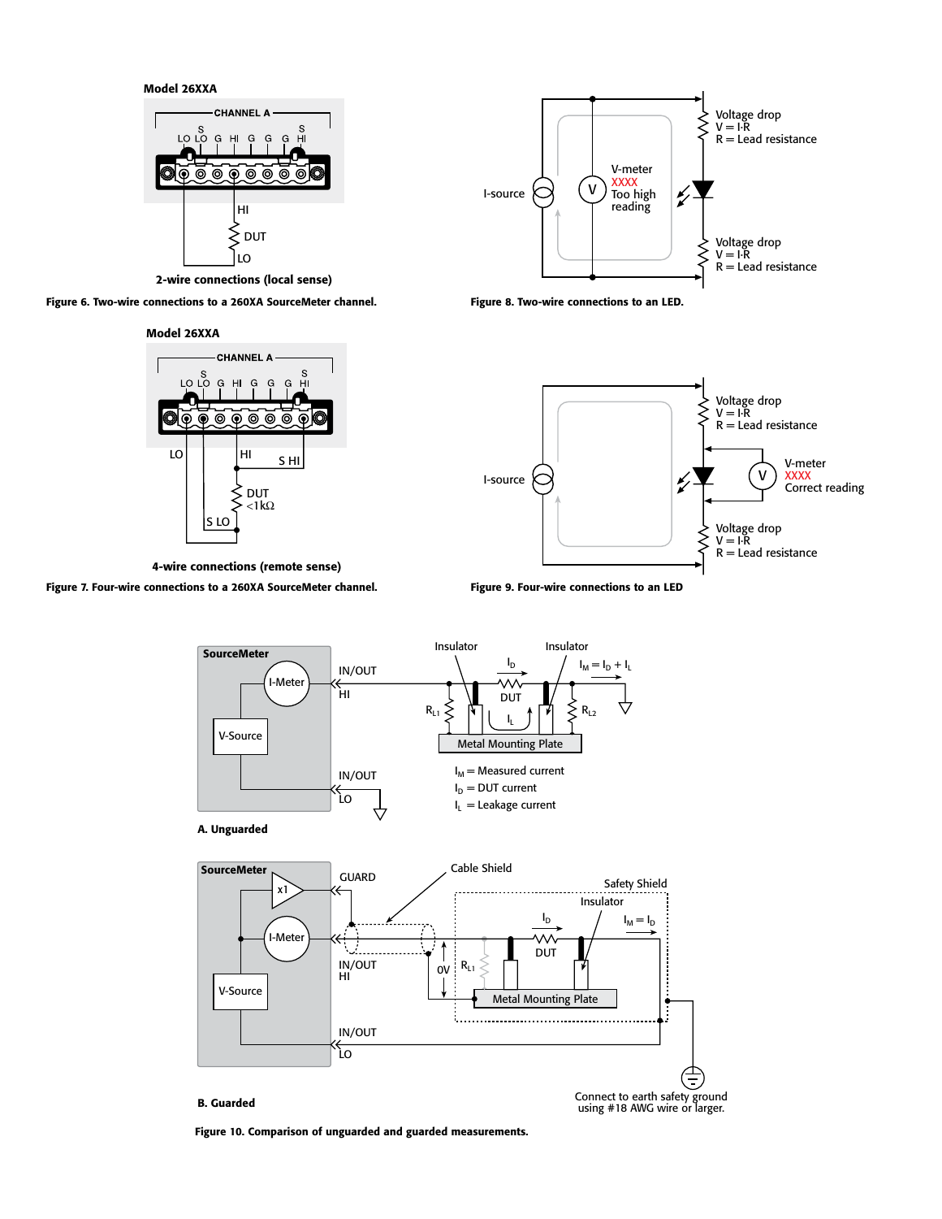**2-wire connections (local sense)**

**Figure 6. Two-wire connections to a 260XA SourceMeter channel.**

**4-wire connections (remote sense)**

**Figure 7. Four-wire connections to a 260XA SourceMeter channel.**

**Figure 8. Two-wire connections to an LED.**

**Figure 9. Four-wire connections to an LED**

**A. Unguarded**

$I_M$ = Measured current

$I_D$ = DUT current

$I_L$ = Leakage current

**B. Guarded**

Connect to earth safety ground using #18 AWG wire or larger.

**Figure 10. Comparison of unguarded and guarded measurements.**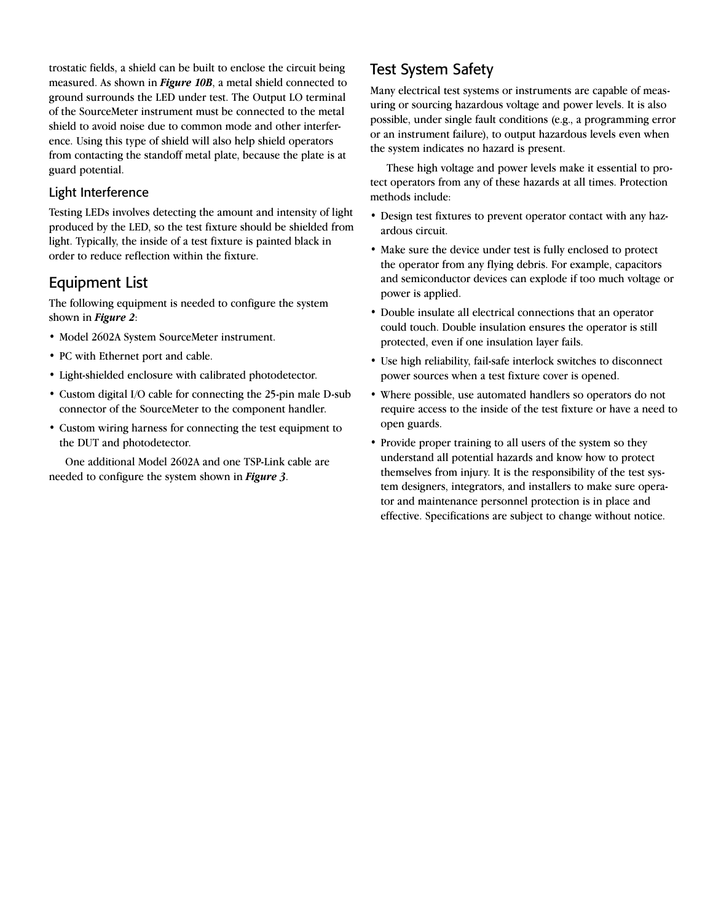trostatic fields, a shield can be built to enclose the circuit being measured. As shown in ***Figure 10B***, a metal shield connected to ground surrounds the LED under test. The Output LO terminal of the SourceMeter instrument must be connected to the metal shield to avoid noise due to common mode and other interference. Using this type of shield will also help shield operators from contacting the standoff metal plate, because the plate is at guard potential.

### Light Interference

Testing LEDs involves detecting the amount and intensity of light produced by the LED, so the test fixture should be shielded from light. Typically, the inside of a test fixture is painted black in order to reduce reflection within the fixture.

## Equipment List

The following equipment is needed to configure the system shown in ***Figure 2***:

- Model 2602A System SourceMeter instrument.
- PC with Ethernet port and cable.
- Light-shielded enclosure with calibrated photodetector.
- Custom digital I/O cable for connecting the 25-pin male D-sub connector of the SourceMeter to the component handler.
- Custom wiring harness for connecting the test equipment to the DUT and photodetector.

One additional Model 2602A and one TSP-Link cable are needed to configure the system shown in ***Figure 3***.

## Test System Safety

Many electrical test systems or instruments are capable of measuring or sourcing hazardous voltage and power levels. It is also possible, under single fault conditions (e.g., a programming error or an instrument failure), to output hazardous levels even when the system indicates no hazard is present.

These high voltage and power levels make it essential to protect operators from any of these hazards at all times. Protection methods include:

- Design test fixtures to prevent operator contact with any hazardous circuit.
- Make sure the device under test is fully enclosed to protect the operator from any flying debris. For example, capacitors and semiconductor devices can explode if too much voltage or power is applied.
- Double insulate all electrical connections that an operator could touch. Double insulation ensures the operator is still protected, even if one insulation layer fails.
- Use high reliability, fail-safe interlock switches to disconnect power sources when a test fixture cover is opened.
- Where possible, use automated handlers so operators do not require access to the inside of the test fixture or have a need to open guards.
- Provide proper training to all users of the system so they understand all potential hazards and know how to protect themselves from injury. It is the responsibility of the test system designers, integrators, and installers to make sure operator and maintenance personnel protection is in place and effective. Specifications are subject to change without notice.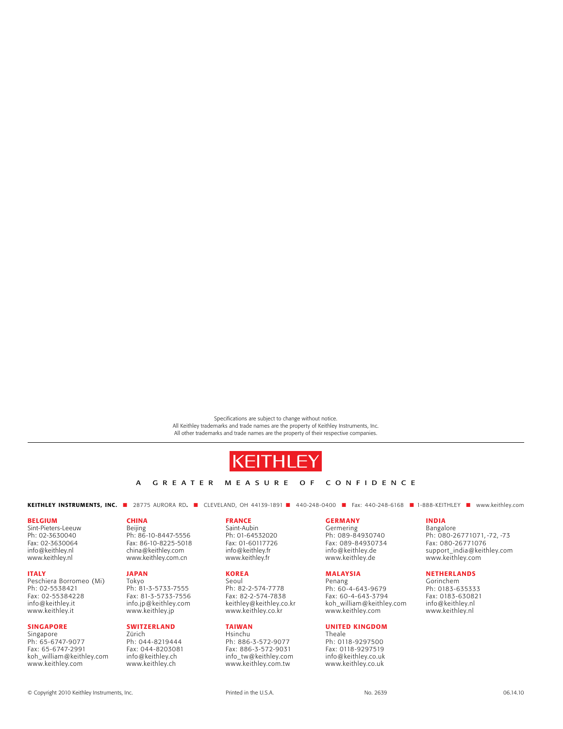Specifications are subject to change without notice.
All Keithley trademarks and trade names are the property of Keithley Instruments, Inc.
All other trademarks and trade names are the property of their respective companies.

KEITHLEY

A GREATER MEASURE OF CONFIDENCE

**KEITHLEY INSTRUMENTS, INC.** ■ 28775 AURORA RD. ■ CLEVELAND, OH 44139-1891 ■ 440-248-0400 ■ Fax: 440-248-6168 ■ 1-888-KEITHLEY ■ www.keithley.com

**BELGIUM**
Sint-Pieters-Leeuw
Ph: 02-3630040
Fax: 02-3630064
info@keithley.nl
www.keithley.nl

**ITALY**
Peschiera Borromeo (Mi)
Ph: 02-5538421
Fax: 02-55384228
info@keithley.it
www.keithley.it

**SINGAPORE**
Singapore
Ph: 65-6747-9077
Fax: 65-6747-2991
koh_william@keithley.com
www.keithley.com

**CHINA**
Beijing
Ph: 86-10-8447-5556
Fax: 86-10-8225-5018
china@keithley.com
www.keithley.com.cn

**JAPAN**
Tokyo
Ph: 81-3-5733-7555
Fax: 81-3-5733-7556
info.jp@keithley.com
www.keithley.jp

**SWITZERLAND**
Zürich
Ph: 044-8219444
Fax: 044-8203081
info@keithley.ch
www.keithley.ch

**FRANCE**
Saint-Aubin
Ph: 01-64532020
Fax: 01-60117726
info@keithley.fr
www.keithley.fr

**KOREA**
Seoul
Ph: 82-2-574-7778
Fax: 82-2-574-7838
keithley@keithley.co.kr
www.keithley.co.kr

**TAIWAN**
Hsinchu
Ph: 886-3-572-9077
Fax: 886-3-572-9031
info_tw@keithley.com
www.keithley.com.tw

**GERMANY**
Germering
Ph: 089-84930740
Fax: 089-84930734
info@keithley.de
www.keithley.de

**MALAYSIA**
Penang
Ph: 60-4-643-9679
Fax: 60-4-643-3794
koh_william@keithley.com
www.keithley.com

**UNITED KINGDOM**
Theale
Ph: 0118-9297500
Fax: 0118-9297519
info@keithley.co.uk
www.keithley.co.uk

**INDIA**
Bangalore
Ph: 080-26771071, -72, -73
Fax: 080-26771076
support_india@keithley.com
www.keithley.com

**NETHERLANDS**
Gorinchem
Ph: 0183-635333
Fax: 0183-630821
info@keithley.nl
www.keithley.nl

© Copyright 2010 Keithley Instruments, Inc. Printed in the U.S.A. No. 2639 06.14.10